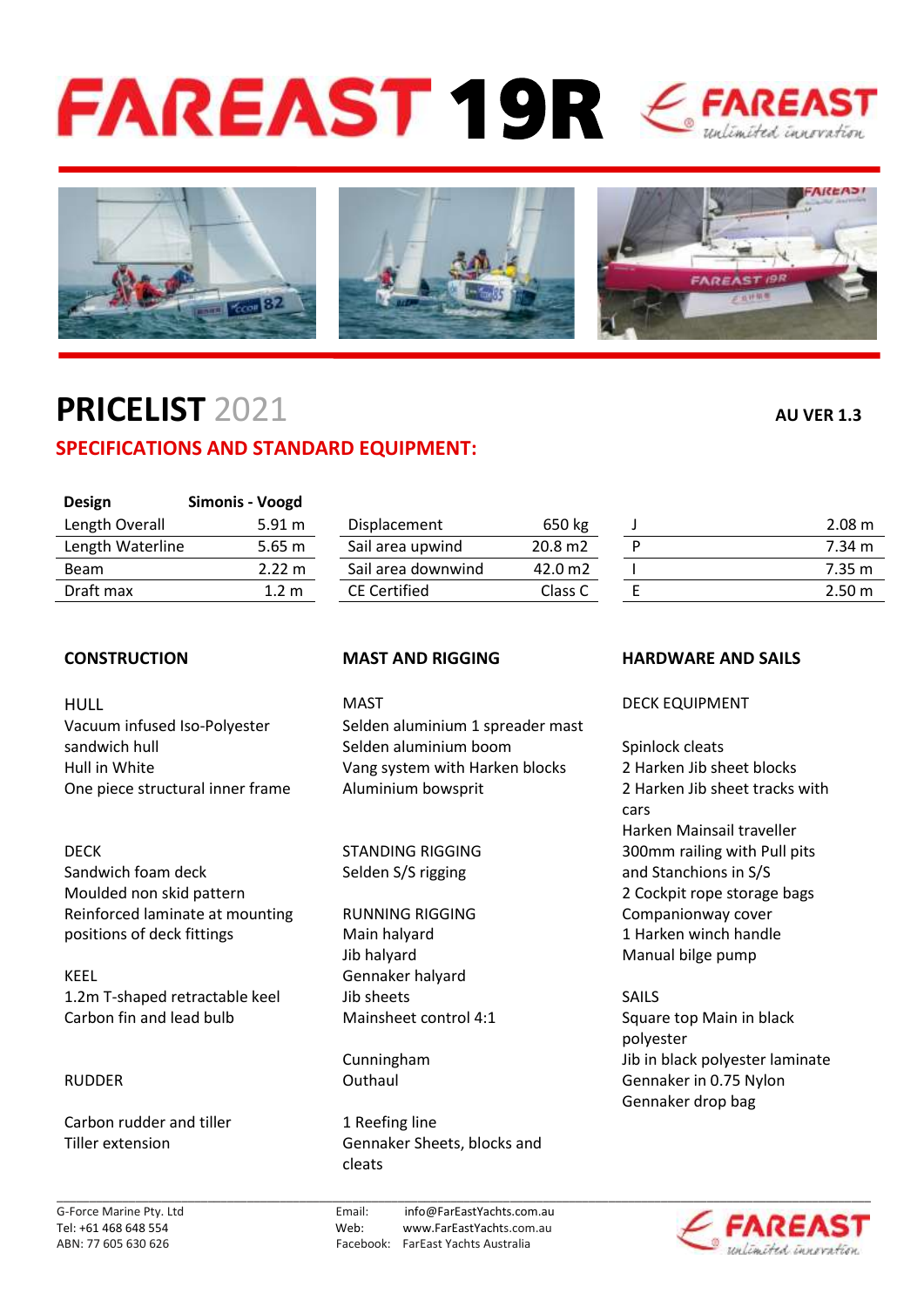# FAREAST 19R

## PRICELIST 2021

**AU VER 1.3**

## SPECIFICATIONS AND STANDARD EQUIPMENT:

| **Design** | **Simonis - Voogd** |
|---|---|
| Length Overall | 5.91 m |
| Length Waterline | 5.65 m |
| Beam | 2.22 m |
| Draft max | 1.2 m |

| | |
|---|---|
| Displacement | 650 kg |
| Sail area upwind | 20.8 m2 |
| Sail area downwind | 42.0 m2 |
| CE Certified | Class C |

| | |
|---|---|
| J | 2.08 m |
| P | 7.34 m |
| I | 7.35 m |
| E | 2.50 m |

### CONSTRUCTION

HULL
Vacuum infused Iso-Polyester sandwich hull
Hull in White
One piece structural inner frame

DECK
Sandwich foam deck
Moulded non skid pattern
Reinforced laminate at mounting positions of deck fittings

KEEL
1.2m T-shaped retractable keel
Carbon fin and lead bulb

RUDDER

Carbon rudder and tiller
Tiller extension

### MAST AND RIGGING

MAST
Selden aluminium 1 spreader mast
Selden aluminium boom
Vang system with Harken blocks
Aluminium bowsprit

STANDING RIGGING
Selden S/S rigging

RUNNING RIGGING
Main halyard
Jib halyard
Gennaker halyard
Jib sheets
Mainsheet control 4:1

Cunningham
Outhaul

1 Reefing line
Gennaker Sheets, blocks and cleats

### HARDWARE AND SAILS

DECK EQUIPMENT

Spinlock cleats
2 Harken Jib sheet blocks
2 Harken Jib sheet tracks with cars
Harken Mainsail traveller
300mm railing with Pull pits and Stanchions in S/S
2 Cockpit rope storage bags
Companionway cover
1 Harken winch handle
Manual bilge pump

SAILS
Square top Main in black polyester
Jib in black polyester laminate
Gennaker in 0.75 Nylon
Gennaker drop bag

---

G-Force Marine Pty. Ltd
Tel: +61 468 648 554
ABN: 77 605 630 626

Email: info@FarEastYachts.com.au
Web: www.FarEastYachts.com.au
Facebook: FarEast Yachts Australia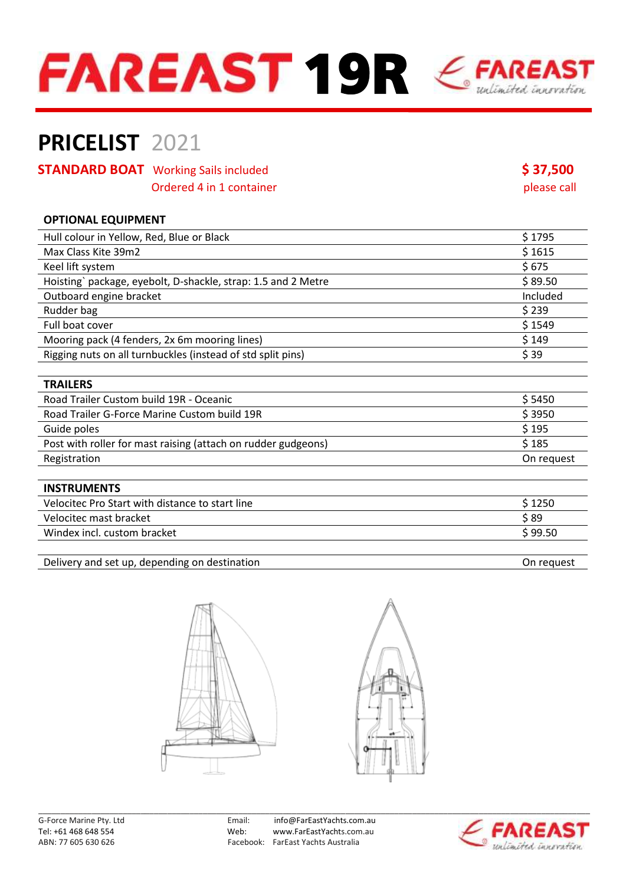# FAREAST 19R

## PRICELIST 2021

**STANDARD BOAT** Working Sails included — **$ 37,500**
Ordered 4 in 1 container — please call

| OPTIONAL EQUIPMENT | |
|---|---|
| Hull colour in Yellow, Red, Blue or Black | $ 1795 |
| Max Class Kite 39m2 | $ 1615 |
| Keel lift system | $ 675 |
| Hoisting` package, eyebolt, D-shackle, strap: 1.5 and 2 Metre | $ 89.50 |
| Outboard engine bracket | Included |
| Rudder bag | $ 239 |
| Full boat cover | $ 1549 |
| Mooring pack (4 fenders, 2x 6m mooring lines) | $ 149 |
| Rigging nuts on all turnbuckles (instead of std split pins) | $ 39 |

| TRAILERS | |
|---|---|
| Road Trailer Custom build 19R - Oceanic | $ 5450 |
| Road Trailer G-Force Marine Custom build 19R | $ 3950 |
| Guide poles | $ 195 |
| Post with roller for mast raising (attach on rudder gudgeons) | $ 185 |
| Registration | On request |

| INSTRUMENTS | |
|---|---|
| Velocitec Pro Start with distance to start line | $ 1250 |
| Velocitec mast bracket | $ 89 |
| Windex incl. custom bracket | $ 99.50 |

| | |
|---|---|
| Delivery and set up, depending on destination | On request |

G-Force Marine Pty. Ltd
Tel: +61 468 648 554
ABN: 77 605 630 626

Email: info@FarEastYachts.com.au
Web: www.FarEastYachts.com.au
Facebook: FarEast Yachts Australia